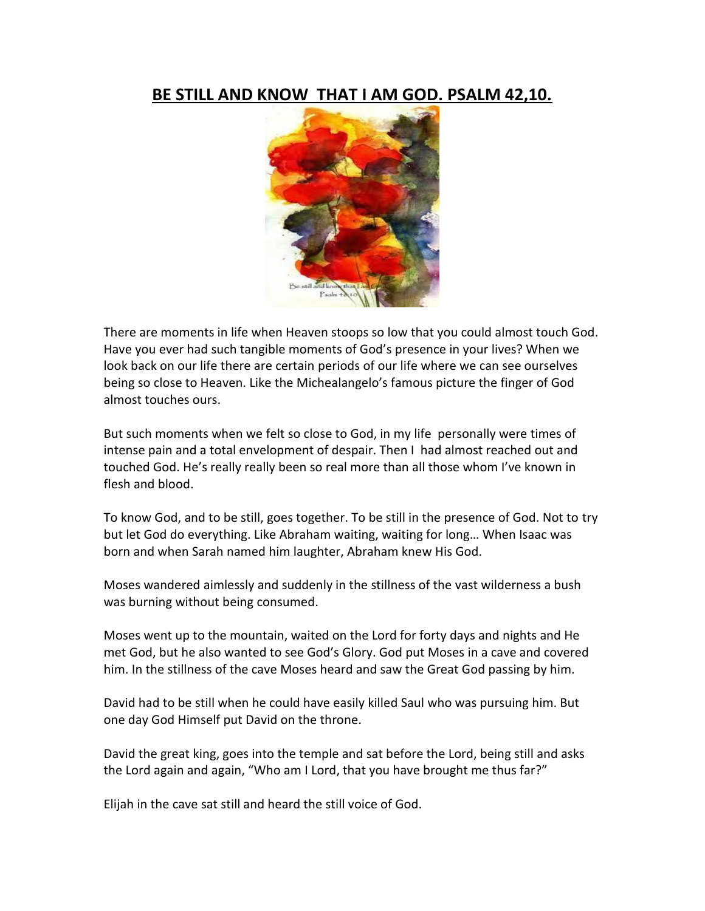# BE STILL AND KNOW THAT I AM GOD. PSALM 42,10.

There are moments in life when Heaven stoops so low that you could almost touch God. Have you ever had such tangible moments of God's presence in your lives? When we look back on our life there are certain periods of our life where we can see ourselves being so close to Heaven. Like the Michealangelo's famous picture the finger of God almost touches ours.

But such moments when we felt so close to God, in my life personally were times of intense pain and a total envelopment of despair. Then I had almost reached out and touched God. He's really really been so real more than all those whom I've known in flesh and blood.

To know God, and to be still, goes together. To be still in the presence of God. Not to try but let God do everything. Like Abraham waiting, waiting for long… When Isaac was born and when Sarah named him laughter, Abraham knew His God.

Moses wandered aimlessly and suddenly in the stillness of the vast wilderness a bush was burning without being consumed.

Moses went up to the mountain, waited on the Lord for forty days and nights and He met God, but he also wanted to see God's Glory. God put Moses in a cave and covered him. In the stillness of the cave Moses heard and saw the Great God passing by him.

David had to be still when he could have easily killed Saul who was pursuing him. But one day God Himself put David on the throne.

David the great king, goes into the temple and sat before the Lord, being still and asks the Lord again and again, "Who am I Lord, that you have brought me thus far?"

Elijah in the cave sat still and heard the still voice of God.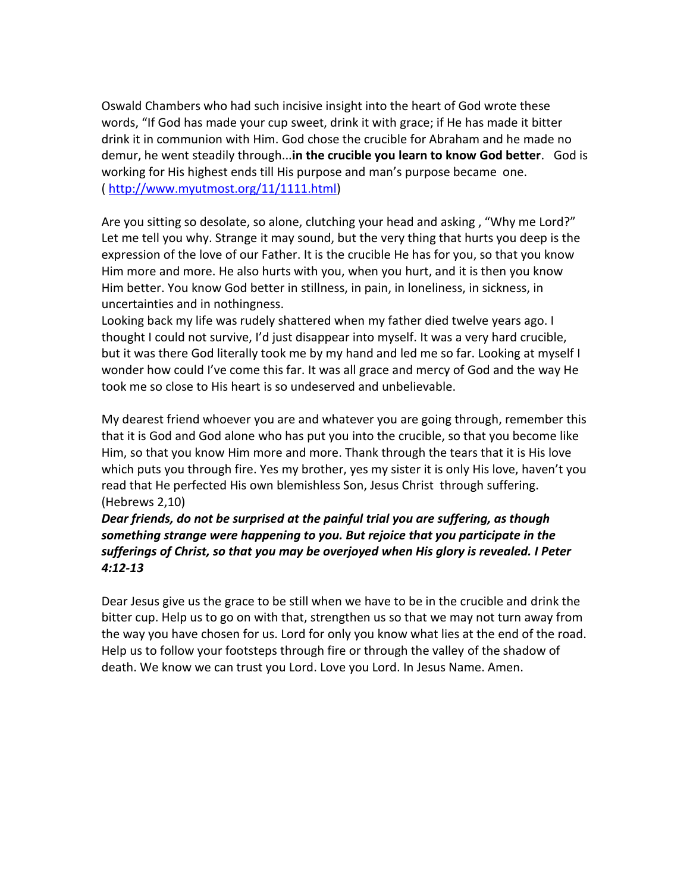Oswald Chambers who had such incisive insight into the heart of God wrote these words, "If God has made your cup sweet, drink it with grace; if He has made it bitter drink it in communion with Him. God chose the crucible for Abraham and he made no demur, he went steadily through...**in the crucible you learn to know God better**. God is working for His highest ends till His purpose and man's purpose became one. ( [http://www.myutmost.org/11/1111.html](http://www.myutmost.org/11/1111.html))

Are you sitting so desolate, so alone, clutching your head and asking , "Why me Lord?" Let me tell you why. Strange it may sound, but the very thing that hurts you deep is the expression of the love of our Father. It is the crucible He has for you, so that you know Him more and more. He also hurts with you, when you hurt, and it is then you know Him better. You know God better in stillness, in pain, in loneliness, in sickness, in uncertainties and in nothingness.
Looking back my life was rudely shattered when my father died twelve years ago. I thought I could not survive, I'd just disappear into myself. It was a very hard crucible, but it was there God literally took me by my hand and led me so far. Looking at myself I wonder how could I've come this far. It was all grace and mercy of God and the way He took me so close to His heart is so undeserved and unbelievable.

My dearest friend whoever you are and whatever you are going through, remember this that it is God and God alone who has put you into the crucible, so that you become like Him, so that you know Him more and more. Thank through the tears that it is His love which puts you through fire. Yes my brother, yes my sister it is only His love, haven't you read that He perfected His own blemishless Son, Jesus Christ through suffering. (Hebrews 2,10)
***Dear friends, do not be surprised at the painful trial you are suffering, as though something strange were happening to you. But rejoice that you participate in the sufferings of Christ, so that you may be overjoyed when His glory is revealed. I Peter 4:12-13***

Dear Jesus give us the grace to be still when we have to be in the crucible and drink the bitter cup. Help us to go on with that, strengthen us so that we may not turn away from the way you have chosen for us. Lord for only you know what lies at the end of the road. Help us to follow your footsteps through fire or through the valley of the shadow of death. We know we can trust you Lord. Love you Lord. In Jesus Name. Amen.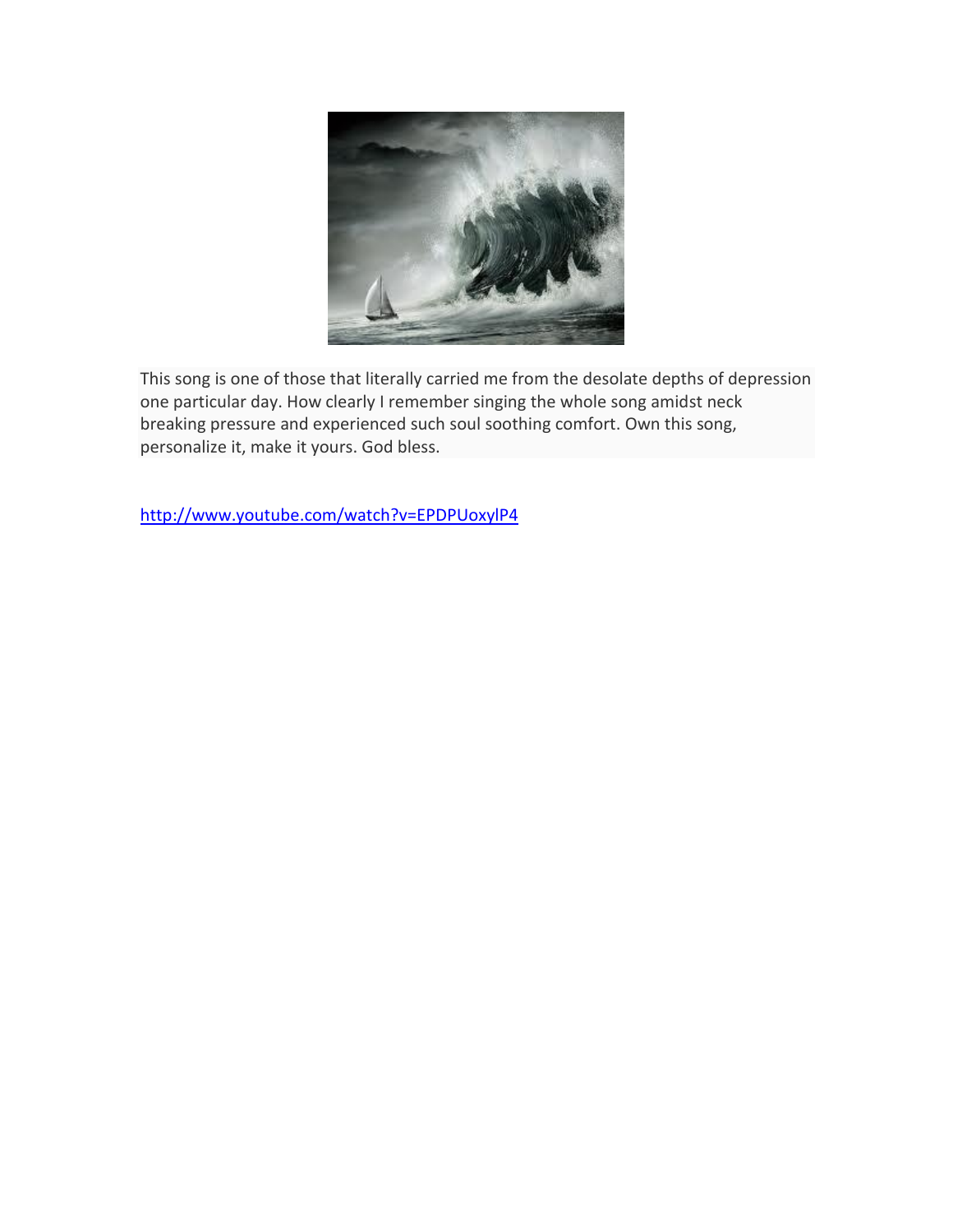This song is one of those that literally carried me from the desolate depths of depression one particular day. How clearly I remember singing the whole song amidst neck breaking pressure and experienced such soul soothing comfort. Own this song, personalize it, make it yours. God bless.

http://www.youtube.com/watch?v=EPDPUoxylP4